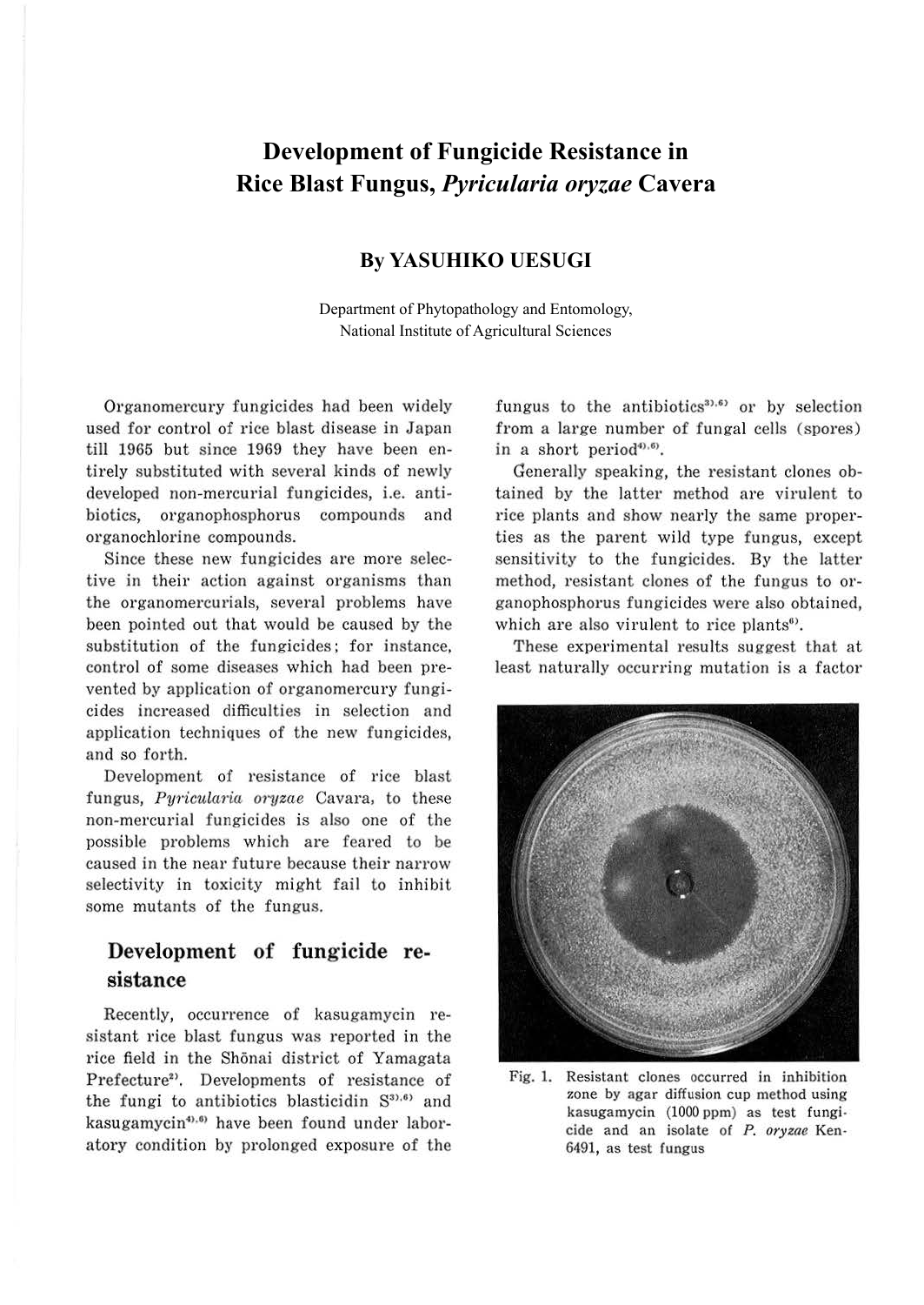# Development of Fungicide Resistance in Rice Blast Fungus, *Pyricularia oryzae* Cavera

**By YASUHIKO UESUGI**

Department of Phytopathology and Entomology, National Institute of Agricultural Sciences

Organomercury fungicides had been widely used for control of rice blast disease in Japan till 1965 but since 1969 they have been entirely substituted with several kinds of newly developed non-mercurial fungicides, i.e. antibiotics, organophosphorus compounds and organochlorine compounds.

Since these new fungicides are more selective in their action against organisms than the organomercurials, several problems have been pointed out that would be caused by the substitution of the fungicides; for instance, control of some diseases which had been prevented by application of organomercury fungicides increased difficulties in selection and application techniques of the new fungicides, and so forth.

Development of resistance of rice blast fungus, *Pyricularia oryzae* Cavara, to these non-mercurial fungicides is also one of the possible problems which are feared to be caused in the near future because their narrow selectivity in toxicity might fail to inhibit some mutants of the fungus.

## Development of fungicide resistance

Recently, occurrence of kasugamycin resistant rice blast fungus was reported in the rice field in the Shōnai district of Yamagata Prefecture[2]. Developments of resistance of the fungi to antibiotics blasticidin S[3),6] and kasugamycin[4),6] have been found under laboratory condition by prolonged exposure of the fungus to the antibiotics[3),6] or by selection from a large number of fungal cells (spores) in a short period[4),6].

Generally speaking, the resistant clones obtained by the latter method are virulent to rice plants and show nearly the same properties as the parent wild type fungus, except sensitivity to the fungicides. By the latter method, resistant clones of the fungus to organophosphorus fungicides were also obtained, which are also virulent to rice plants[6].

These experimental results suggest that at least naturally occurring mutation is a factor

Fig. 1. Resistant clones occurred in inhibition zone by agar diffusion cup method using kasugamycin (1000 ppm) as test fungicide and an isolate of *P. oryzae* Ken-6491, as test fungus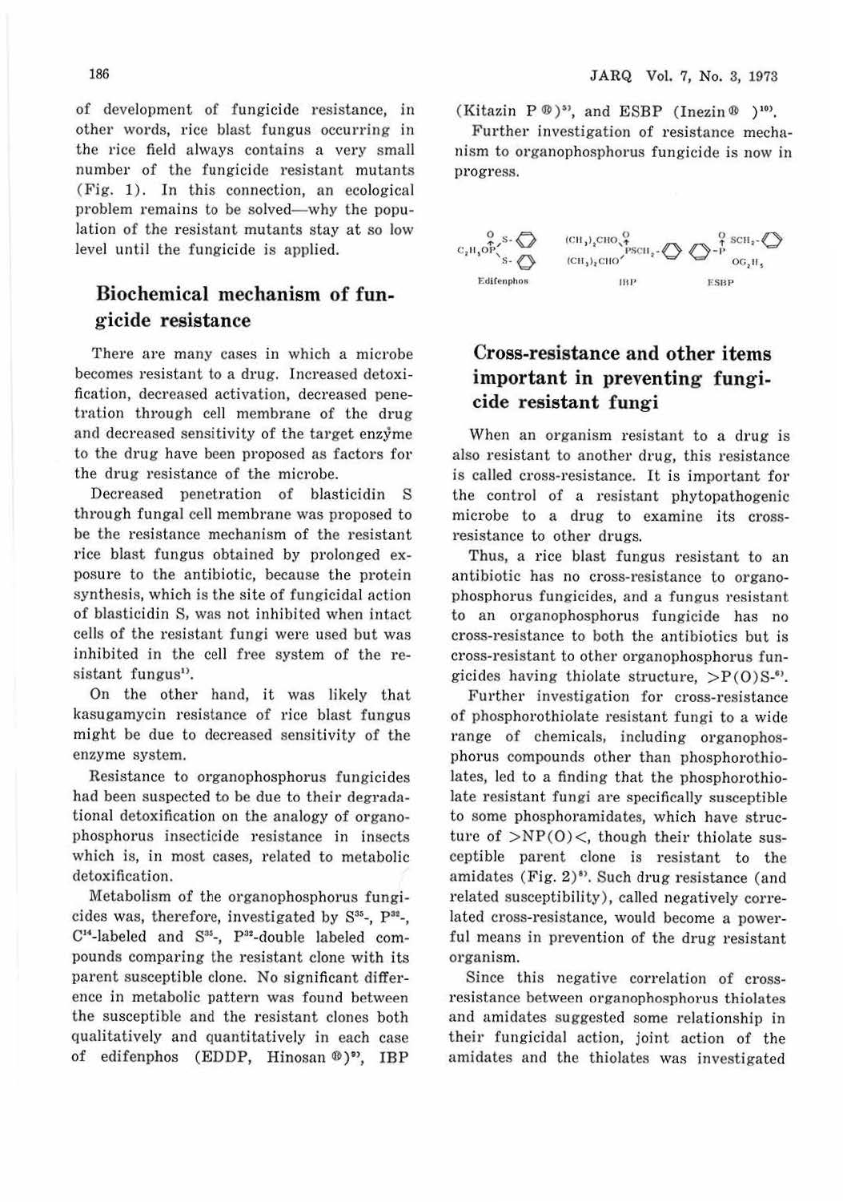of development of fungicide resistance, in other words, rice blast fungus occurring in the rice field always contains a very small number of the fungicide resistant mutants (Fig. 1). In this connection, an ecological problem remains to be solved—why the population of the resistant mutants stay at so low level until the fungicide is applied.

## Biochemical mechanism of fungicide resistance

There are many cases in which a microbe becomes resistant to a drug. Increased detoxification, decreased activation, decreased penetration through cell membrane of the drug and decreased sensitivity of the target enzyme to the drug have been proposed as factors for the drug resistance of the microbe.

Decreased penetration of blasticidin S through fungal cell membrane was proposed to be the resistance mechanism of the resistant rice blast fungus obtained by prolonged exposure to the antibiotic, because the protein synthesis, which is the site of fungicidal action of blasticidin S, was not inhibited when intact cells of the resistant fungi were used but was inhibited in the cell free system of the resistant fungus[1].

On the other hand, it was likely that kasugamycin resistance of rice blast fungus might be due to decreased sensitivity of the enzyme system.

Resistance to organophosphorus fungicides had been suspected to be due to their degradational detoxification on the analogy of organophosphorus insecticide resistance in insects which is, in most cases, related to metabolic detoxification.

Metabolism of the organophosphorus fungicides was, therefore, investigated by $S^{35}$-, $P^{32}$-, $C^{14}$-labeled and $S^{35}$-, $P^{32}$-double labeled compounds comparing the resistant clone with its parent susceptible clone. No significant difference in metabolic pattern was found between the susceptible and the resistant clones both qualitatively and quantitatively in each case of edifenphos (EDDP, Hinosan ®)[9], IBP (Kitazin P ®)[5], and ESBP (Inezin ® )[10].

Further investigation of resistance mechanism to organophosphorus fungicide is now in progress.

Edifenphos IBP ESBP

## Cross-resistance and other items important in preventing fungicide resistant fungi

When an organism resistant to a drug is also resistant to another drug, this resistance is called cross-resistance. It is important for the control of a resistant phytopathogenic microbe to a drug to examine its cross-resistance to other drugs.

Thus, a rice blast fungus resistant to an antibiotic has no cross-resistance to organophosphorus fungicides, and a fungus resistant to an organophosphorus fungicide has no cross-resistance to both the antibiotics but is cross-resistant to other organophosphorus fungicides having thiolate structure, >P(O)S-[6].

Further investigation for cross-resistance of phosphorothiolate resistant fungi to a wide range of chemicals, including organophosphorus compounds other than phosphorothiolates, led to a finding that the phosphorothiolate resistant fungi are specifically susceptible to some phosphoramidates, which have structure of >NP(O)<, though their thiolate susceptible parent clone is resistant to the amidates (Fig. 2)[8]. Such drug resistance (and related susceptibility), called negatively correlated cross-resistance, would become a powerful means in prevention of the drug resistant organism.

Since this negative correlation of cross-resistance between organophosphorus thiolates and amidates suggested some relationship in their fungicidal action, joint action of the amidates and the thiolates was investigated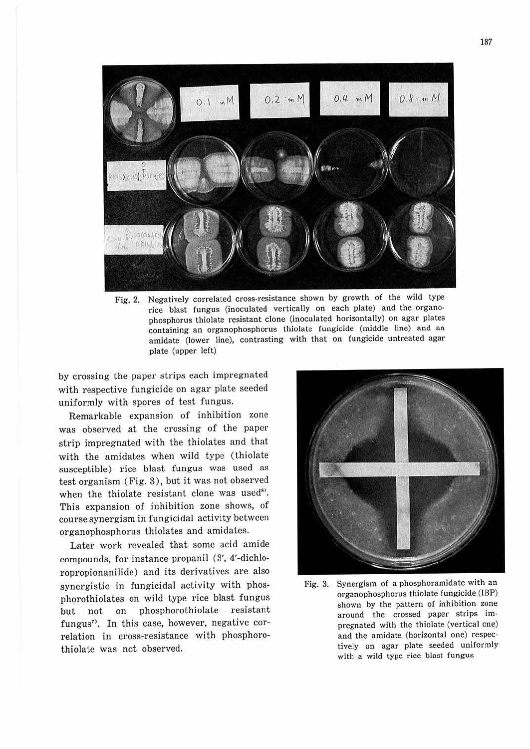Fig. 2. Negatively correlated cross-resistance shown by growth of the wild type rice blast fungus (inoculated vertically on each plate) and the organophosphorus thiolate resistant clone (inoculated horizontally) on agar plates containing an organophosphorus thiolate fungicide (middle line) and an amidate (lower line), contrasting with that on fungicide untreated agar plate (upper left)

by crossing the paper strips each impregnated with respective fungicide on agar plate seeded uniformly with spores of test fungus.

Remarkable expansion of inhibition zone was observed at the crossing of the paper strip impregnated with the thiolates and that with the amidates when wild type (thiolate susceptible) rice blast fungus was used as test organism (Fig. 3), but it was not observed when the thiolate resistant clone was used[8]. This expansion of inhibition zone shows, of course synergism in fungicidal activity between organophosphorus thiolates and amidates.

Later work revealed that some acid amide compounds, for instance propanil (3', 4'-dichloropropionanilide) and its derivatives are also synergistic in fungicidal activity with phosphorothiolates on wild type rice blast fungus but not on phosphorothiolate resistant fungus[7]. In this case, however, negative correlation in cross-resistance with phosphorothiolate was not observed.

Fig. 3. Synergism of a phosphoramidate with an organophosphorus thiolate fungicide (IBP) shown by the pattern of inhibition zone around the crossed paper strips impregnated with the thiolate (vertical one) and the amidate (horizontal one) respectively on agar plate seeded uniformly with a wild type rice blast fungus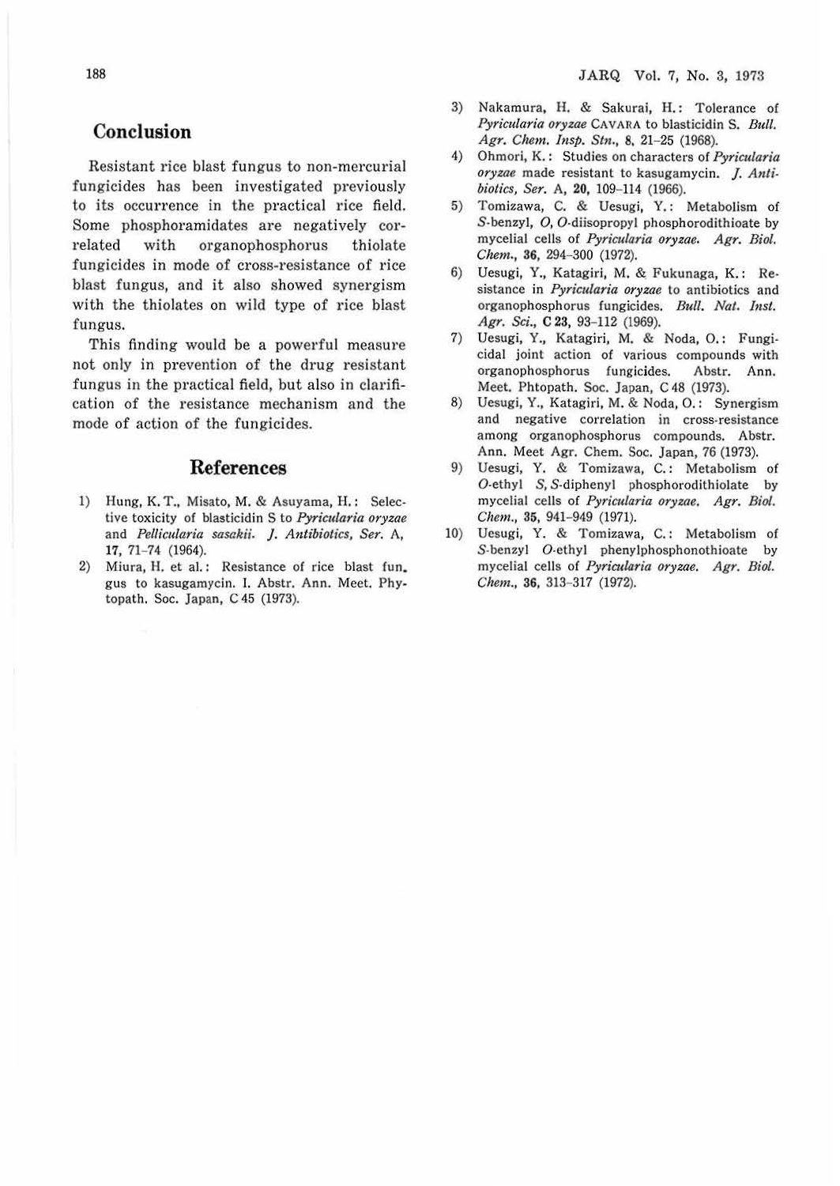## Conclusion

Resistant rice blast fungus to non-mercurial fungicides has been investigated previously to its occurrence in the practical rice field. Some phosphoramidates are negatively correlated with organophosphorus thiolate fungicides in mode of cross-resistance of rice blast fungus, and it also showed synergism with the thiolates on wild type of rice blast fungus.

This finding would be a powerful measure not only in prevention of the drug resistant fungus in the practical field, but also in clarification of the resistance mechanism and the mode of action of the fungicides.

## References

1) Hung, K. T., Misato, M. & Asuyama, H.: Selective toxicity of blasticidin S to *Pyricularia oryzae* and *Pellicularia sasakii*. *J. Antibiotics, Ser.* A, **17**, 71–74 (1964).
2) Miura, H. et al.: Resistance of rice blast fungus to kasugamycin. I. Abstr. Ann. Meet. Phytopath. Soc. Japan, C 45 (1973).
3) Nakamura, H. & Sakurai, H.: Tolerance of *Pyricularia oryzae* CAVARA to blasticidin S. *Bull. Agr. Chem. Insp. Stn.*, 8, 21–25 (1968).
4) Ohmori, K.: Studies on characters of *Pyricularia oryzae* made resistant to kasugamycin. *J. Antibiotics, Ser.* A, **20**, 109–114 (1966).
5) Tomizawa, C. & Uesugi, Y.: Metabolism of *S*-benzyl, *O*, *O*-diisopropyl phosphorodithioate by mycelial cells of *Pyricularia oryzae*. *Agr. Biol. Chem.*, **36**, 294–300 (1972).
6) Uesugi, Y., Katagiri, M. & Fukunaga, K.: Resistance in *Pyricularia oryzae* to antibiotics and organophosphorus fungicides. *Bull. Nat. Inst. Agr. Sci.*, **C 23**, 93–112 (1969).
7) Uesugi, Y., Katagiri, M. & Noda, O.: Fungicidal joint action of various compounds with organophosphorus fungicides. Abstr. Ann. Meet. Phtopath. Soc. Japan, C 48 (1973).
8) Uesugi, Y., Katagiri, M. & Noda, O.: Synergism and negative correlation in cross-resistance among organophosphorus compounds. Abstr. Ann. Meet Agr. Chem. Soc. Japan, 76 (1973).
9) Uesugi, Y. & Tomizawa, C.: Metabolism of *O*-ethyl *S*, *S*-diphenyl phosphorodithiolate by mycelial cells of *Pyricularia oryzae*. *Agr. Biol. Chem.*, **35**, 941–949 (1971).
10) Uesugi, Y. & Tomizawa, C.: Metabolism of *S*-benzyl *O*-ethyl phenylphosphonothioate by mycelial cells of *Pyricularia oryzae*. *Agr. Biol. Chem.*, **36**, 313–317 (1972).